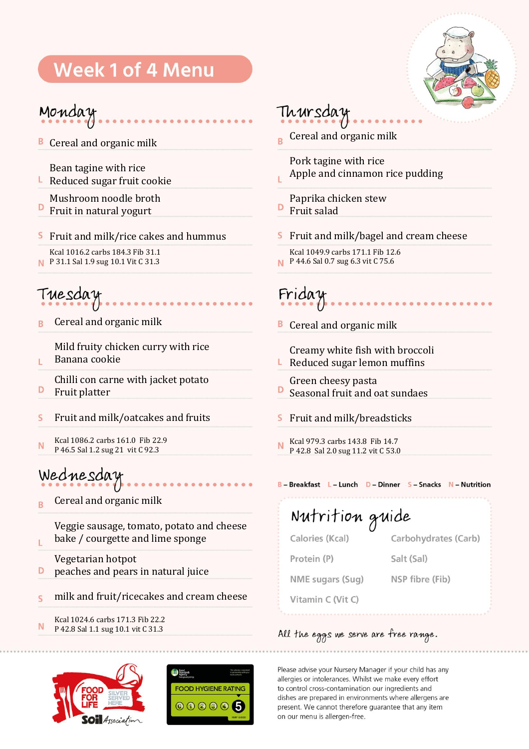# Week 1 of 4 Menu

## Monday

**B** Cereal and organic milk

**L** Bean tagine with rice
Reduced sugar fruit cookie

**D** Mushroom noodle broth
Fruit in natural yogurt

**S** Fruit and milk/rice cakes and hummus

**N** Kcal 1016.2 carbs 184.3 Fib 31.1
P 31.1 Sal 1.9 sug 10.1 Vit C 31.3

## Tuesday

**B** Cereal and organic milk

**L** Mild fruity chicken curry with rice
Banana cookie

**D** Chilli con carne with jacket potato
Fruit platter

**S** Fruit and milk/oatcakes and fruits

**N** Kcal 1086.2 carbs 161.0 Fib 22.9
P 46.5 Sal 1.2 sug 21 vit C 92.3

## Wednesday

**B** Cereal and organic milk

**L** Veggie sausage, tomato, potato and cheese bake / courgette and lime sponge

**D** Vegetarian hotpot
peaches and pears in natural juice

**S** milk and fruit/ricecakes and cream cheese

**N** Kcal 1024.6 carbs 171.3 Fib 22.2
P 42.8 Sal 1.1 sug 10.1 vit C 31.3

## Thursday

**B** Cereal and organic milk

**L** Pork tagine with rice
Apple and cinnamon rice pudding

**D** Paprika chicken stew
Fruit salad

**S** Fruit and milk/bagel and cream cheese

**N** Kcal 1049.9 carbs 171.1 Fib 12.6
P 44.6 Sal 0.7 sug 6.3 vit C 75.6

## Friday

**B** Cereal and organic milk

**L** Creamy white fish with broccoli
Reduced sugar lemon muffins

**D** Green cheesy pasta
Seasonal fruit and oat sundaes

**S** Fruit and milk/breadsticks

**N** Kcal 979.3 carbs 143.8 Fib 14.7
P 42.8 Sal 2.0 sug 11.2 vit C 53.0

B – Breakfast L – Lunch D – Dinner S – Snacks N – Nutrition

## Nutrition guide

| | |
|---|---|
| Calories (Kcal) | Carbohydrates (Carb) |
| Protein (P) | Salt (Sal) |
| NME sugars (Sug) | NSP fibre (Fib) |
| Vitamin C (Vit C) | |

*All the eggs we serve are free range.*

FOOD FOR LIFE SILVER SERVED HERE Soil Association

FOOD HYGIENE RATING 5

Please advise your Nursery Manager if your child has any allergies or intolerances. Whilst we make every effort to control cross-contamination our ingredients and dishes are prepared in environments where allergens are present. We cannot therefore guarantee that any item on our menu is allergen-free.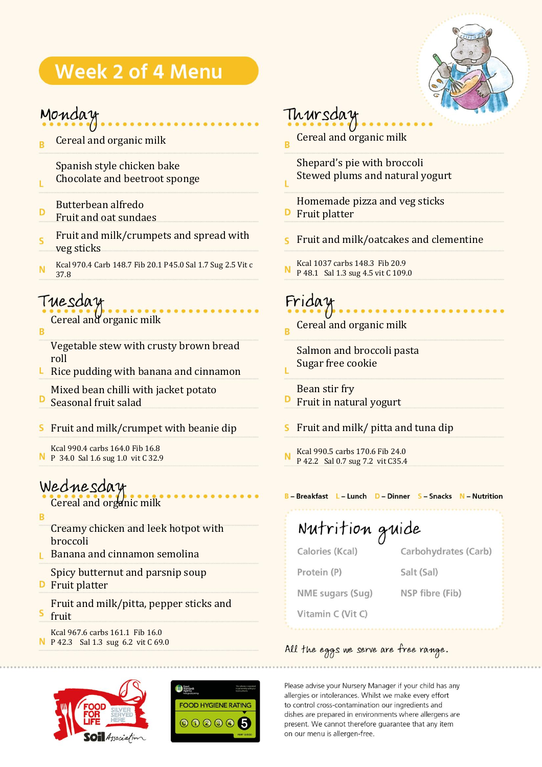# Week 2 of 4 Menu

## Monday

**B** Cereal and organic milk

**L** Spanish style chicken bake
Chocolate and beetroot sponge

**D** Butterbean alfredo
Fruit and oat sundaes

**S** Fruit and milk/crumpets and spread with veg sticks

**N** Kcal 970.4 Carb 148.7 Fib 20.1 P45.0 Sal 1.7 Sug 2.5 Vit c 37.8

## Tuesday

**B** Cereal and organic milk

**L** Vegetable stew with crusty brown bread roll
Rice pudding with banana and cinnamon

**D** Mixed bean chilli with jacket potato
Seasonal fruit salad

**S** Fruit and milk/crumpet with beanie dip

**N** Kcal 990.4 carbs 164.0 Fib 16.8
P 34.0 Sal 1.6 sug 1.0 vit C 32.9

## Wednesday

**B** Cereal and organic milk

**L** Creamy chicken and leek hotpot with broccoli
Banana and cinnamon semolina

**D** Spicy butternut and parsnip soup
Fruit platter

**S** Fruit and milk/pitta, pepper sticks and fruit

**N** Kcal 967.6 carbs 161.1 Fib 16.0
P 42.3 Sal 1.3 sug 6.2 vit C 69.0

## Thursday

**B** Cereal and organic milk

**L** Shepard's pie with broccoli
Stewed plums and natural yogurt

**D** Homemade pizza and veg sticks
Fruit platter

**S** Fruit and milk/oatcakes and clementine

**N** Kcal 1037 carbs 148.3 Fib 20.9
P 48.1 Sal 1.3 sug 4.5 vit C 109.0

## Friday

**B** Cereal and organic milk

**L** Salmon and broccoli pasta
Sugar free cookie

**D** Bean stir fry
Fruit in natural yogurt

**S** Fruit and milk/ pitta and tuna dip

**N** Kcal 990.5 carbs 170.6 Fib 24.0
P 42.2 Sal 0.7 sug 7.2 vit C35.4

**B** – Breakfast **L** – Lunch **D** – Dinner **S** – Snacks **N** – Nutrition

## Nutrition guide

| | |
|---|---|
| Calories (Kcal) | Carbohydrates (Carb) |
| Protein (P) | Salt (Sal) |
| NME sugars (Sug) | NSP fibre (Fib) |
| Vitamin C (Vit C) | |

*All the eggs we serve are free range.*

FOOD FOR LIFE SILVER SERVED HERE – Soil Association

FOOD HYGIENE RATING 5

Please advise your Nursery Manager if your child has any allergies or intolerances. Whilst we make every effort to control cross-contamination our ingredients and dishes are prepared in environments where allergens are present. We cannot therefore guarantee that any item on our menu is allergen-free.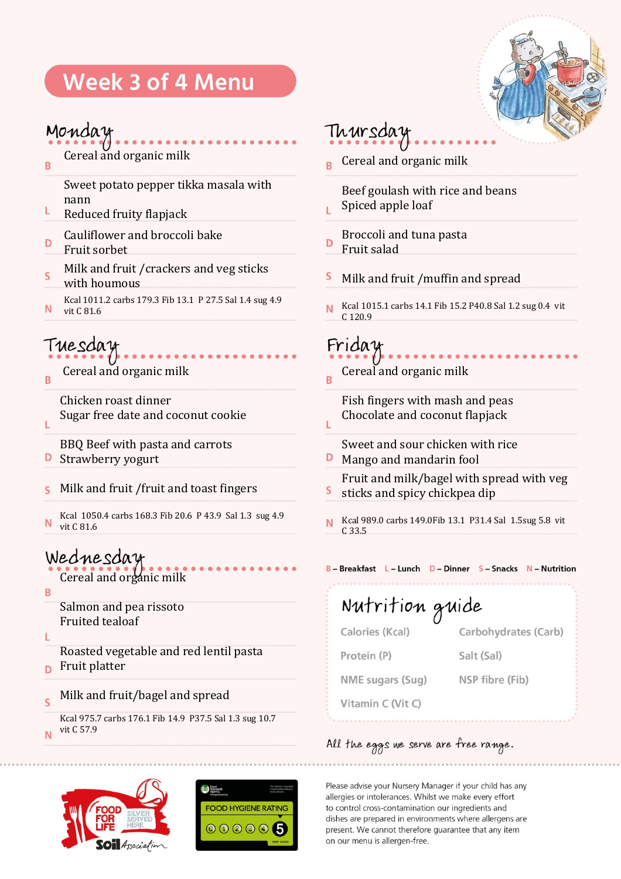# Week 3 of 4 Menu

## Monday

**B** Cereal and organic milk

**L** Sweet potato pepper tikka masala with nann
Reduced fruity flapjack

**D** Cauliflower and broccoli bake
Fruit sorbet

**S** Milk and fruit /crackers and veg sticks with houmous

**N** Kcal 1011.2 carbs 179.3 Fib 13.1 P 27.5 Sal 1.4 sug 4.9 vit C 81.6

## Tuesday

**B** Cereal and organic milk

**L** Chicken roast dinner
Sugar free date and coconut cookie

**D** BBQ Beef with pasta and carrots
Strawberry yogurt

**S** Milk and fruit /fruit and toast fingers

**N** Kcal 1050.4 carbs 168.3 Fib 20.6 P 43.9 Sal 1.3 sug 4.9 vit C 81.6

## Wednesday

**B** Cereal and organic milk

**L** Salmon and pea rissoto
Fruited tealoaf

**D** Roasted vegetable and red lentil pasta
Fruit platter

**S** Milk and fruit/bagel and spread

**N** Kcal 975.7 carbs 176.1 Fib 14.9 P37.5 Sal 1.3 sug 10.7 vit C 57.9

## Thursday

**B** Cereal and organic milk

**L** Beef goulash with rice and beans
Spiced apple loaf

**D** Broccoli and tuna pasta
Fruit salad

**S** Milk and fruit /muffin and spread

**N** Kcal 1015.1 carbs 14.1 Fib 15.2 P40.8 Sal 1.2 sug 0.4 vit C 120.9

## Friday

**B** Cereal and organic milk

**L** Fish fingers with mash and peas
Chocolate and coconut flapjack

**D** Sweet and sour chicken with rice
Mango and mandarin fool

**S** Fruit and milk/bagel with spread with veg sticks and spicy chickpea dip

**N** Kcal 989.0 carbs 149.0Fib 13.1 P31.4 Sal 1.5sug 5.8 vit C 33.5

B – Breakfast L – Lunch D – Dinner S – Snacks N – Nutrition

## Nutrition guide

- Calories (Kcal)
- Carbohydrates (Carb)
- Protein (P)
- Salt (Sal)
- NME sugars (Sug)
- NSP fibre (Fib)
- Vitamin C (Vit C)

*All the eggs we serve are free range.*

FOOD FOR LIFE SILVER SERVED HERE – Soil Association

FOOD HYGIENE RATING 5

Please advise your Nursery Manager if your child has any allergies or intolerances. Whilst we make every effort to control cross-contamination our ingredients and dishes are prepared in environments where allergens are present. We cannot therefore guarantee that any item on our menu is allergen-free.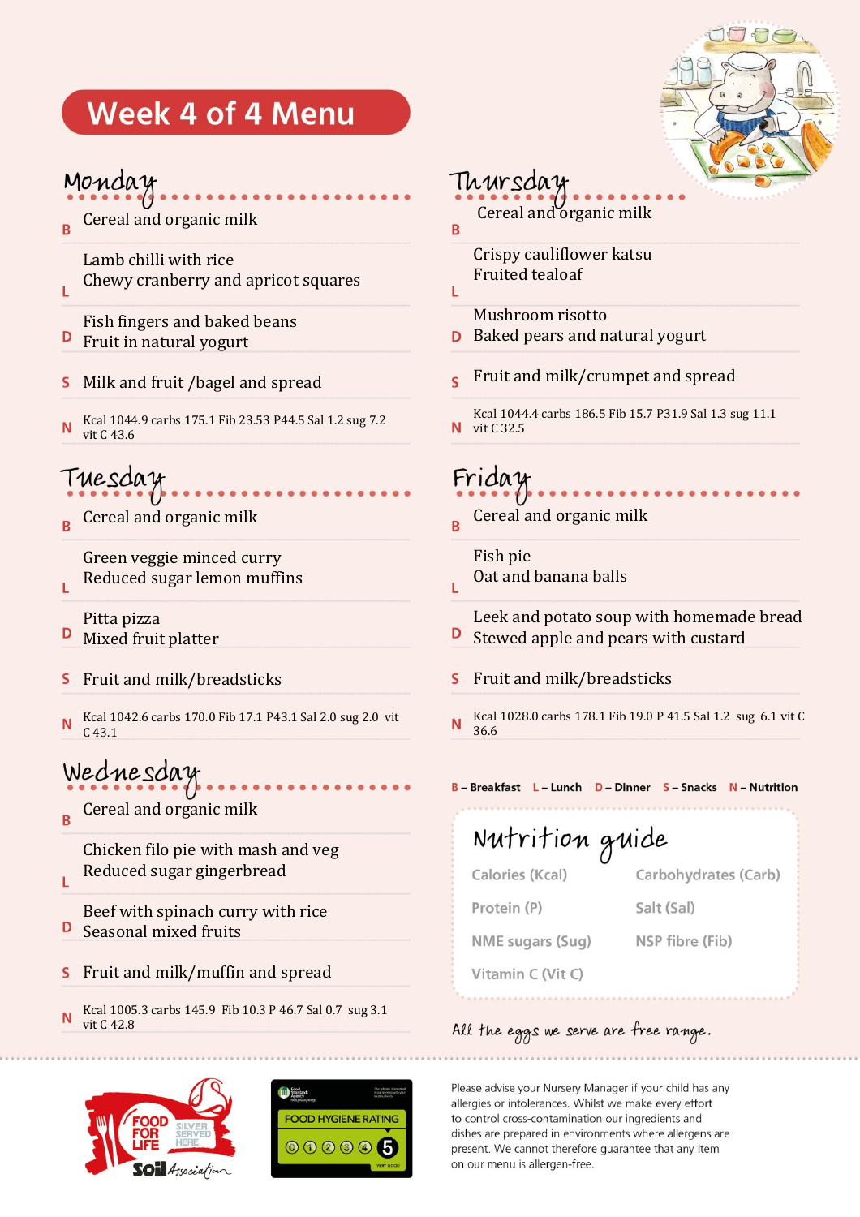# Week 4 of 4 Menu

## Monday

**B** Cereal and organic milk

**L** Lamb chilli with rice
Chewy cranberry and apricot squares

**D** Fish fingers and baked beans
Fruit in natural yogurt

**S** Milk and fruit /bagel and spread

**N** Kcal 1044.9 carbs 175.1 Fib 23.53 P44.5 Sal 1.2 sug 7.2 vit C 43.6

## Tuesday

**B** Cereal and organic milk

**L** Green veggie minced curry
Reduced sugar lemon muffins

**D** Pitta pizza
Mixed fruit platter

**S** Fruit and milk/breadsticks

**N** Kcal 1042.6 carbs 170.0 Fib 17.1 P43.1 Sal 2.0 sug 2.0 vit C 43.1

## Wednesday

**B** Cereal and organic milk

**L** Chicken filo pie with mash and veg
Reduced sugar gingerbread

**D** Beef with spinach curry with rice
Seasonal mixed fruits

**S** Fruit and milk/muffin and spread

**N** Kcal 1005.3 carbs 145.9 Fib 10.3 P 46.7 Sal 0.7 sug 3.1 vit C 42.8

## Thursday

**B** Cereal and organic milk

**L** Crispy cauliflower katsu
Fruited tealoaf

**D** Mushroom risotto
Baked pears and natural yogurt

**S** Fruit and milk/crumpet and spread

**N** Kcal 1044.4 carbs 186.5 Fib 15.7 P31.9 Sal 1.3 sug 11.1 vit C 32.5

## Friday

**B** Cereal and organic milk

**L** Fish pie
Oat and banana balls

**D** Leek and potato soup with homemade bread
Stewed apple and pears with custard

**S** Fruit and milk/breadsticks

**N** Kcal 1028.0 carbs 178.1 Fib 19.0 P 41.5 Sal 1.2 sug 6.1 vit C 36.6

**B** – Breakfast **L** – Lunch **D** – Dinner **S** – Snacks **N** – Nutrition

## Nutrition guide

Calories (Kcal)
Carbohydrates (Carb)
Protein (P)
Salt (Sal)
NME sugars (Sug)
NSP fibre (Fib)
Vitamin C (Vit C)

*All the eggs we serve are free range.*

FOOD FOR LIFE SILVER SERVED HERE Soil Association

FOOD HYGIENE RATING 5

Please advise your Nursery Manager if your child has any allergies or intolerances. Whilst we make every effort to control cross-contamination our ingredients and dishes are prepared in environments where allergens are present. We cannot therefore guarantee that any item on our menu is allergen-free.